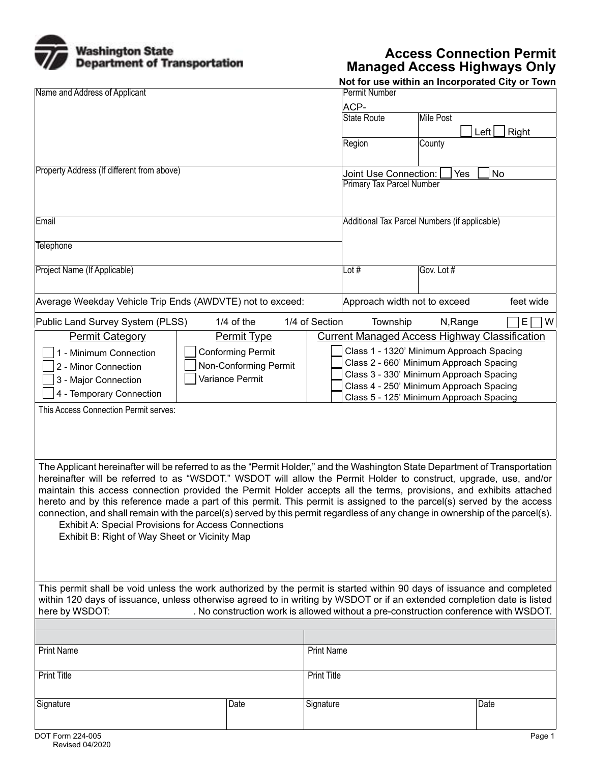Washington State Department of Transportation

# Access Connection Permit
## Managed Access Highways Only

**Not for use within an Incorporated City or Town**

| Name and Address of Applicant | Permit Number ACP- | |
|---|---|---|
| | State Route | Mile Post ☐ Left ☐ Right |
| | Region | County |
| Property Address (If different from above) | Joint Use Connection: ☐ Yes ☐ No | |
| | Primary Tax Parcel Number | |
| Email | Additional Tax Parcel Numbers (if applicable) | |
| Telephone | | |
| Project Name (If Applicable) | Lot # | Gov. Lot # |
| Average Weekday Vehicle Trip Ends (AWDVTE) not to exceed: | Approach width not to exceed feet wide | |

Public Land Survey System (PLSS) 1/4 of the 1/4 of Section Township N,Range ☐ E ☐ W

| Permit Category | Permit Type | Current Managed Access Highway Classification |
|---|---|---|
| ☐ 1 - Minimum Connection | ☐ Conforming Permit | ☐ Class 1 - 1320' Minimum Approach Spacing |
| ☐ 2 - Minor Connection | ☐ Non-Conforming Permit | ☐ Class 2 - 660' Minimum Approach Spacing |
| ☐ 3 - Major Connection | ☐ Variance Permit | ☐ Class 3 - 330' Minimum Approach Spacing |
| ☐ 4 - Temporary Connection | | ☐ Class 4 - 250' Minimum Approach Spacing |
| | | ☐ Class 5 - 125' Minimum Approach Spacing |

This Access Connection Permit serves:

The Applicant hereinafter will be referred to as the "Permit Holder," and the Washington State Department of Transportation hereinafter will be referred to as "WSDOT." WSDOT will allow the Permit Holder to construct, upgrade, use, and/or maintain this access connection provided the Permit Holder accepts all the terms, provisions, and exhibits attached hereto and by this reference made a part of this permit. This permit is assigned to the parcel(s) served by the access connection, and shall remain with the parcel(s) served by this permit regardless of any change in ownership of the parcel(s).

Exhibit A: Special Provisions for Access Connections
Exhibit B: Right of Way Sheet or Vicinity Map

This permit shall be void unless the work authorized by the permit is started within 90 days of issuance and completed within 120 days of issuance, unless otherwise agreed to in writing by WSDOT or if an extended completion date is listed here by WSDOT: . No construction work is allowed without a pre-construction conference with WSDOT.

| Print Name | | Print Name | |
|---|---|---|---|
| Print Title | | Print Title | |
| Signature | Date | Signature | Date |

DOT Form 224-005
Revised 04/2020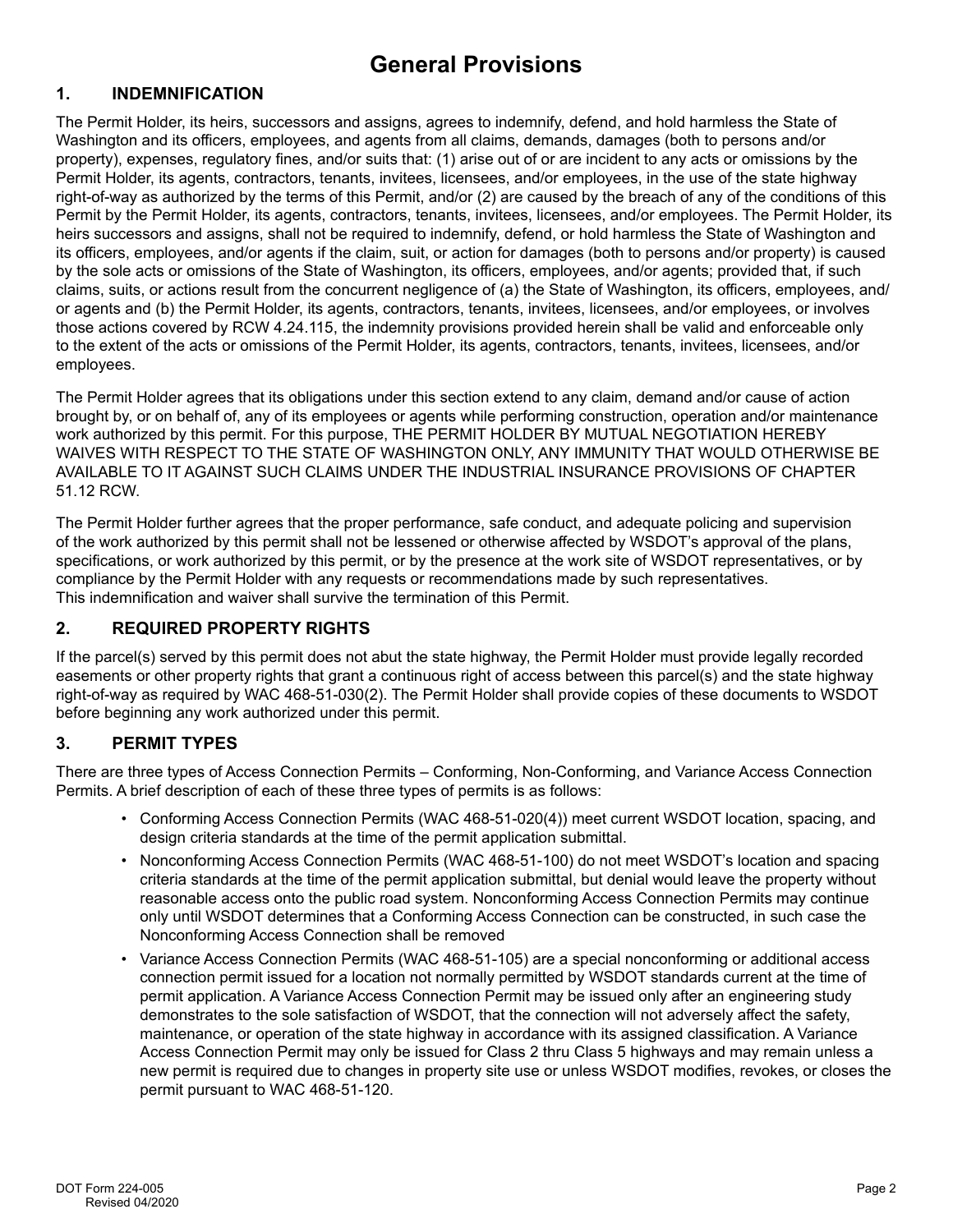# General Provisions

## 1. INDEMNIFICATION

The Permit Holder, its heirs, successors and assigns, agrees to indemnify, defend, and hold harmless the State of Washington and its officers, employees, and agents from all claims, demands, damages (both to persons and/or property), expenses, regulatory fines, and/or suits that: (1) arise out of or are incident to any acts or omissions by the Permit Holder, its agents, contractors, tenants, invitees, licensees, and/or employees, in the use of the state highway right-of-way as authorized by the terms of this Permit, and/or (2) are caused by the breach of any of the conditions of this Permit by the Permit Holder, its agents, contractors, tenants, invitees, licensees, and/or employees. The Permit Holder, its heirs successors and assigns, shall not be required to indemnify, defend, or hold harmless the State of Washington and its officers, employees, and/or agents if the claim, suit, or action for damages (both to persons and/or property) is caused by the sole acts or omissions of the State of Washington, its officers, employees, and/or agents; provided that, if such claims, suits, or actions result from the concurrent negligence of (a) the State of Washington, its officers, employees, and/or agents and (b) the Permit Holder, its agents, contractors, tenants, invitees, licensees, and/or employees, or involves those actions covered by RCW 4.24.115, the indemnity provisions provided herein shall be valid and enforceable only to the extent of the acts or omissions of the Permit Holder, its agents, contractors, tenants, invitees, licensees, and/or employees.

The Permit Holder agrees that its obligations under this section extend to any claim, demand and/or cause of action brought by, or on behalf of, any of its employees or agents while performing construction, operation and/or maintenance work authorized by this permit. For this purpose, THE PERMIT HOLDER BY MUTUAL NEGOTIATION HEREBY WAIVES WITH RESPECT TO THE STATE OF WASHINGTON ONLY, ANY IMMUNITY THAT WOULD OTHERWISE BE AVAILABLE TO IT AGAINST SUCH CLAIMS UNDER THE INDUSTRIAL INSURANCE PROVISIONS OF CHAPTER 51.12 RCW.

The Permit Holder further agrees that the proper performance, safe conduct, and adequate policing and supervision of the work authorized by this permit shall not be lessened or otherwise affected by WSDOT's approval of the plans, specifications, or work authorized by this permit, or by the presence at the work site of WSDOT representatives, or by compliance by the Permit Holder with any requests or recommendations made by such representatives.
This indemnification and waiver shall survive the termination of this Permit.

## 2. REQUIRED PROPERTY RIGHTS

If the parcel(s) served by this permit does not abut the state highway, the Permit Holder must provide legally recorded easements or other property rights that grant a continuous right of access between this parcel(s) and the state highway right-of-way as required by WAC 468-51-030(2). The Permit Holder shall provide copies of these documents to WSDOT before beginning any work authorized under this permit.

## 3. PERMIT TYPES

There are three types of Access Connection Permits – Conforming, Non-Conforming, and Variance Access Connection Permits. A brief description of each of these three types of permits is as follows:

- Conforming Access Connection Permits (WAC 468-51-020(4)) meet current WSDOT location, spacing, and design criteria standards at the time of the permit application submittal.
- Nonconforming Access Connection Permits (WAC 468-51-100) do not meet WSDOT's location and spacing criteria standards at the time of the permit application submittal, but denial would leave the property without reasonable access onto the public road system. Nonconforming Access Connection Permits may continue only until WSDOT determines that a Conforming Access Connection can be constructed, in such case the Nonconforming Access Connection shall be removed
- Variance Access Connection Permits (WAC 468-51-105) are a special nonconforming or additional access connection permit issued for a location not normally permitted by WSDOT standards current at the time of permit application. A Variance Access Connection Permit may be issued only after an engineering study demonstrates to the sole satisfaction of WSDOT, that the connection will not adversely affect the safety, maintenance, or operation of the state highway in accordance with its assigned classification. A Variance Access Connection Permit may only be issued for Class 2 thru Class 5 highways and may remain unless a new permit is required due to changes in property site use or unless WSDOT modifies, revokes, or closes the permit pursuant to WAC 468-51-120.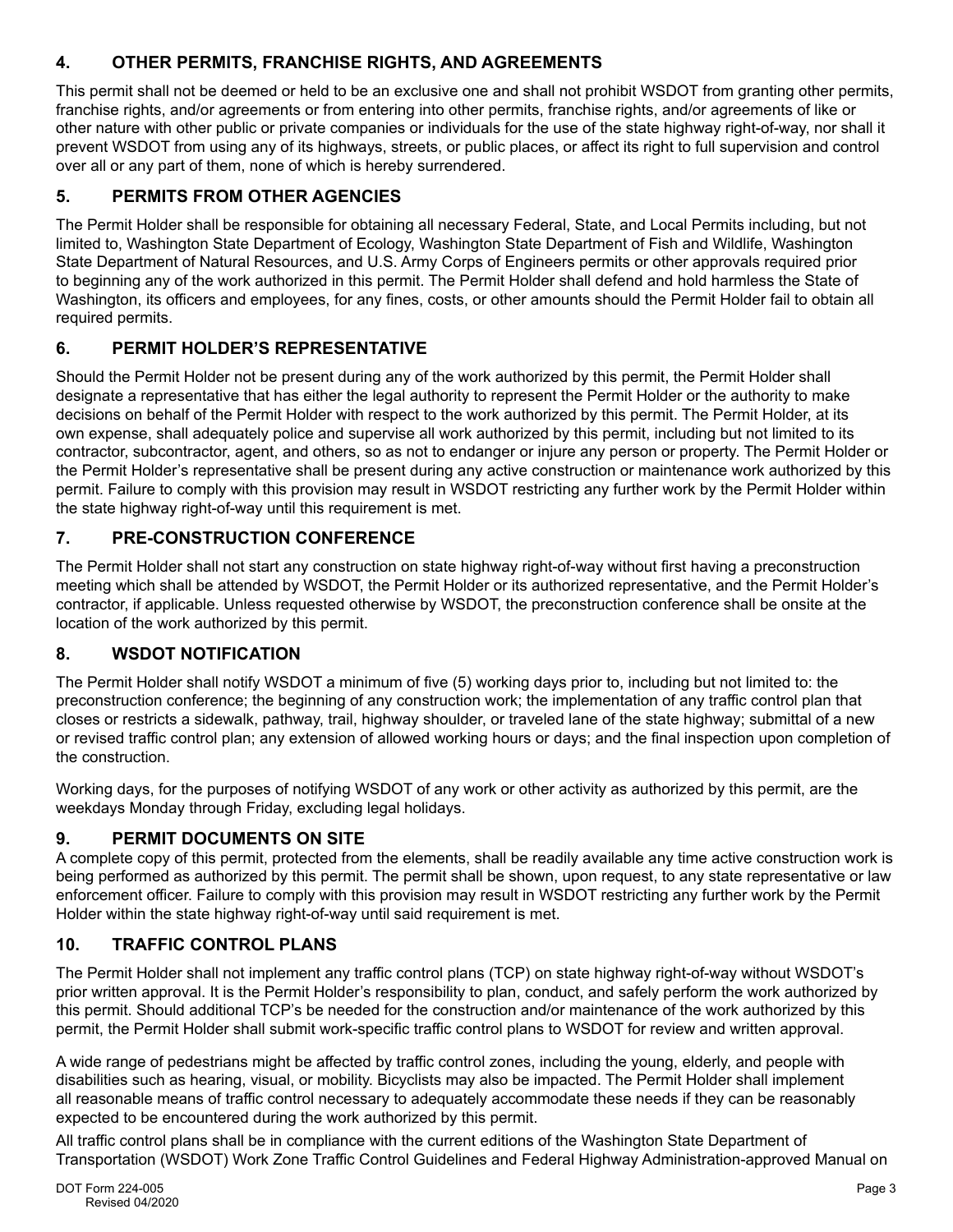## 4. OTHER PERMITS, FRANCHISE RIGHTS, AND AGREEMENTS

This permit shall not be deemed or held to be an exclusive one and shall not prohibit WSDOT from granting other permits, franchise rights, and/or agreements or from entering into other permits, franchise rights, and/or agreements of like or other nature with other public or private companies or individuals for the use of the state highway right-of-way, nor shall it prevent WSDOT from using any of its highways, streets, or public places, or affect its right to full supervision and control over all or any part of them, none of which is hereby surrendered.

## 5. PERMITS FROM OTHER AGENCIES

The Permit Holder shall be responsible for obtaining all necessary Federal, State, and Local Permits including, but not limited to, Washington State Department of Ecology, Washington State Department of Fish and Wildlife, Washington State Department of Natural Resources, and U.S. Army Corps of Engineers permits or other approvals required prior to beginning any of the work authorized in this permit. The Permit Holder shall defend and hold harmless the State of Washington, its officers and employees, for any fines, costs, or other amounts should the Permit Holder fail to obtain all required permits.

## 6. PERMIT HOLDER'S REPRESENTATIVE

Should the Permit Holder not be present during any of the work authorized by this permit, the Permit Holder shall designate a representative that has either the legal authority to represent the Permit Holder or the authority to make decisions on behalf of the Permit Holder with respect to the work authorized by this permit. The Permit Holder, at its own expense, shall adequately police and supervise all work authorized by this permit, including but not limited to its contractor, subcontractor, agent, and others, so as not to endanger or injure any person or property. The Permit Holder or the Permit Holder's representative shall be present during any active construction or maintenance work authorized by this permit. Failure to comply with this provision may result in WSDOT restricting any further work by the Permit Holder within the state highway right-of-way until this requirement is met.

## 7. PRE-CONSTRUCTION CONFERENCE

The Permit Holder shall not start any construction on state highway right-of-way without first having a preconstruction meeting which shall be attended by WSDOT, the Permit Holder or its authorized representative, and the Permit Holder's contractor, if applicable. Unless requested otherwise by WSDOT, the preconstruction conference shall be onsite at the location of the work authorized by this permit.

## 8. WSDOT NOTIFICATION

The Permit Holder shall notify WSDOT a minimum of five (5) working days prior to, including but not limited to: the preconstruction conference; the beginning of any construction work; the implementation of any traffic control plan that closes or restricts a sidewalk, pathway, trail, highway shoulder, or traveled lane of the state highway; submittal of a new or revised traffic control plan; any extension of allowed working hours or days; and the final inspection upon completion of the construction.

Working days, for the purposes of notifying WSDOT of any work or other activity as authorized by this permit, are the weekdays Monday through Friday, excluding legal holidays.

## 9. PERMIT DOCUMENTS ON SITE

A complete copy of this permit, protected from the elements, shall be readily available any time active construction work is being performed as authorized by this permit. The permit shall be shown, upon request, to any state representative or law enforcement officer. Failure to comply with this provision may result in WSDOT restricting any further work by the Permit Holder within the state highway right-of-way until said requirement is met.

## 10. TRAFFIC CONTROL PLANS

The Permit Holder shall not implement any traffic control plans (TCP) on state highway right-of-way without WSDOT's prior written approval. It is the Permit Holder's responsibility to plan, conduct, and safely perform the work authorized by this permit. Should additional TCP's be needed for the construction and/or maintenance of the work authorized by this permit, the Permit Holder shall submit work-specific traffic control plans to WSDOT for review and written approval.

A wide range of pedestrians might be affected by traffic control zones, including the young, elderly, and people with disabilities such as hearing, visual, or mobility. Bicyclists may also be impacted. The Permit Holder shall implement all reasonable means of traffic control necessary to adequately accommodate these needs if they can be reasonably expected to be encountered during the work authorized by this permit.

All traffic control plans shall be in compliance with the current editions of the Washington State Department of Transportation (WSDOT) Work Zone Traffic Control Guidelines and Federal Highway Administration-approved Manual on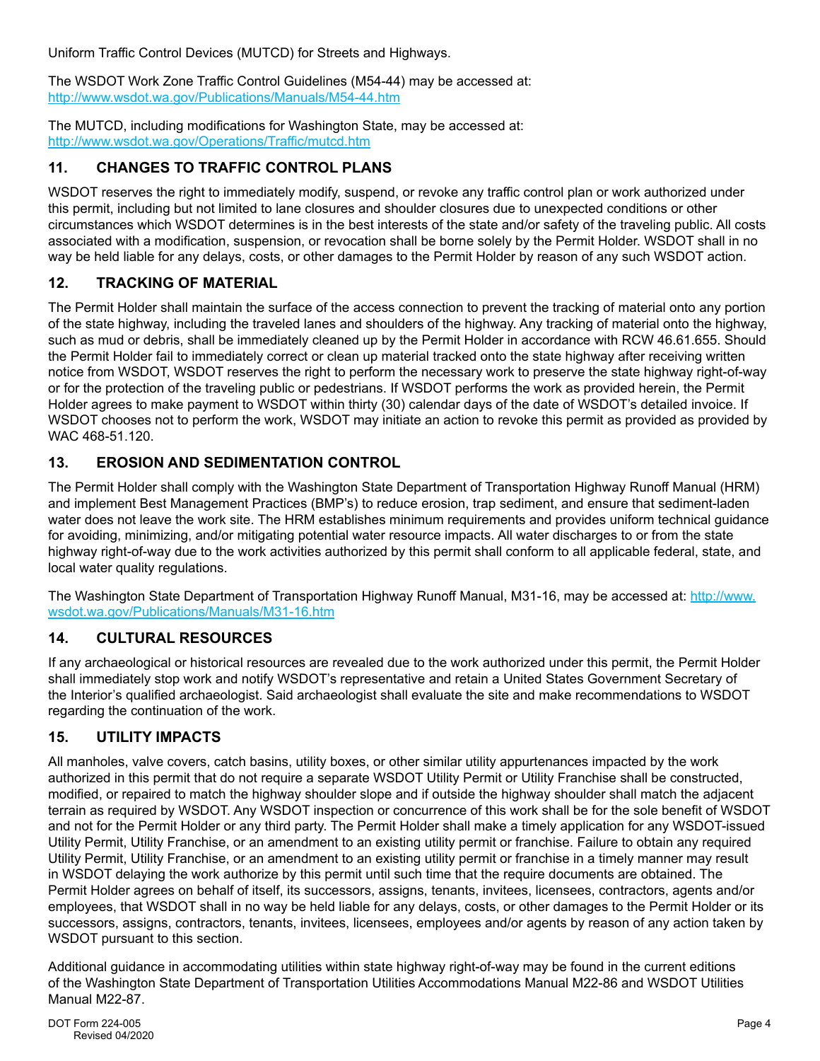Uniform Traffic Control Devices (MUTCD) for Streets and Highways.

The WSDOT Work Zone Traffic Control Guidelines (M54-44) may be accessed at: http://www.wsdot.wa.gov/Publications/Manuals/M54-44.htm

The MUTCD, including modifications for Washington State, may be accessed at: http://www.wsdot.wa.gov/Operations/Traffic/mutcd.htm

## 11. CHANGES TO TRAFFIC CONTROL PLANS

WSDOT reserves the right to immediately modify, suspend, or revoke any traffic control plan or work authorized under this permit, including but not limited to lane closures and shoulder closures due to unexpected conditions or other circumstances which WSDOT determines is in the best interests of the state and/or safety of the traveling public. All costs associated with a modification, suspension, or revocation shall be borne solely by the Permit Holder. WSDOT shall in no way be held liable for any delays, costs, or other damages to the Permit Holder by reason of any such WSDOT action.

## 12. TRACKING OF MATERIAL

The Permit Holder shall maintain the surface of the access connection to prevent the tracking of material onto any portion of the state highway, including the traveled lanes and shoulders of the highway. Any tracking of material onto the highway, such as mud or debris, shall be immediately cleaned up by the Permit Holder in accordance with RCW 46.61.655. Should the Permit Holder fail to immediately correct or clean up material tracked onto the state highway after receiving written notice from WSDOT, WSDOT reserves the right to perform the necessary work to preserve the state highway right-of-way or for the protection of the traveling public or pedestrians. If WSDOT performs the work as provided herein, the Permit Holder agrees to make payment to WSDOT within thirty (30) calendar days of the date of WSDOT's detailed invoice. If WSDOT chooses not to perform the work, WSDOT may initiate an action to revoke this permit as provided as provided by WAC 468-51.120.

## 13. EROSION AND SEDIMENTATION CONTROL

The Permit Holder shall comply with the Washington State Department of Transportation Highway Runoff Manual (HRM) and implement Best Management Practices (BMP's) to reduce erosion, trap sediment, and ensure that sediment-laden water does not leave the work site. The HRM establishes minimum requirements and provides uniform technical guidance for avoiding, minimizing, and/or mitigating potential water resource impacts. All water discharges to or from the state highway right-of-way due to the work activities authorized by this permit shall conform to all applicable federal, state, and local water quality regulations.

The Washington State Department of Transportation Highway Runoff Manual, M31-16, may be accessed at: http://www.wsdot.wa.gov/Publications/Manuals/M31-16.htm

## 14. CULTURAL RESOURCES

If any archaeological or historical resources are revealed due to the work authorized under this permit, the Permit Holder shall immediately stop work and notify WSDOT's representative and retain a United States Government Secretary of the Interior's qualified archaeologist. Said archaeologist shall evaluate the site and make recommendations to WSDOT regarding the continuation of the work.

## 15. UTILITY IMPACTS

All manholes, valve covers, catch basins, utility boxes, or other similar utility appurtenances impacted by the work authorized in this permit that do not require a separate WSDOT Utility Permit or Utility Franchise shall be constructed, modified, or repaired to match the highway shoulder slope and if outside the highway shoulder shall match the adjacent terrain as required by WSDOT. Any WSDOT inspection or concurrence of this work shall be for the sole benefit of WSDOT and not for the Permit Holder or any third party. The Permit Holder shall make a timely application for any WSDOT-issued Utility Permit, Utility Franchise, or an amendment to an existing utility permit or franchise. Failure to obtain any required Utility Permit, Utility Franchise, or an amendment to an existing utility permit or franchise in a timely manner may result in WSDOT delaying the work authorize by this permit until such time that the require documents are obtained. The Permit Holder agrees on behalf of itself, its successors, assigns, tenants, invitees, licensees, contractors, agents and/or employees, that WSDOT shall in no way be held liable for any delays, costs, or other damages to the Permit Holder or its successors, assigns, contractors, tenants, invitees, licensees, employees and/or agents by reason of any action taken by WSDOT pursuant to this section.

Additional guidance in accommodating utilities within state highway right-of-way may be found in the current editions of the Washington State Department of Transportation Utilities Accommodations Manual M22-86 and WSDOT Utilities Manual M22-87.

DOT Form 224-005
Revised 04/2020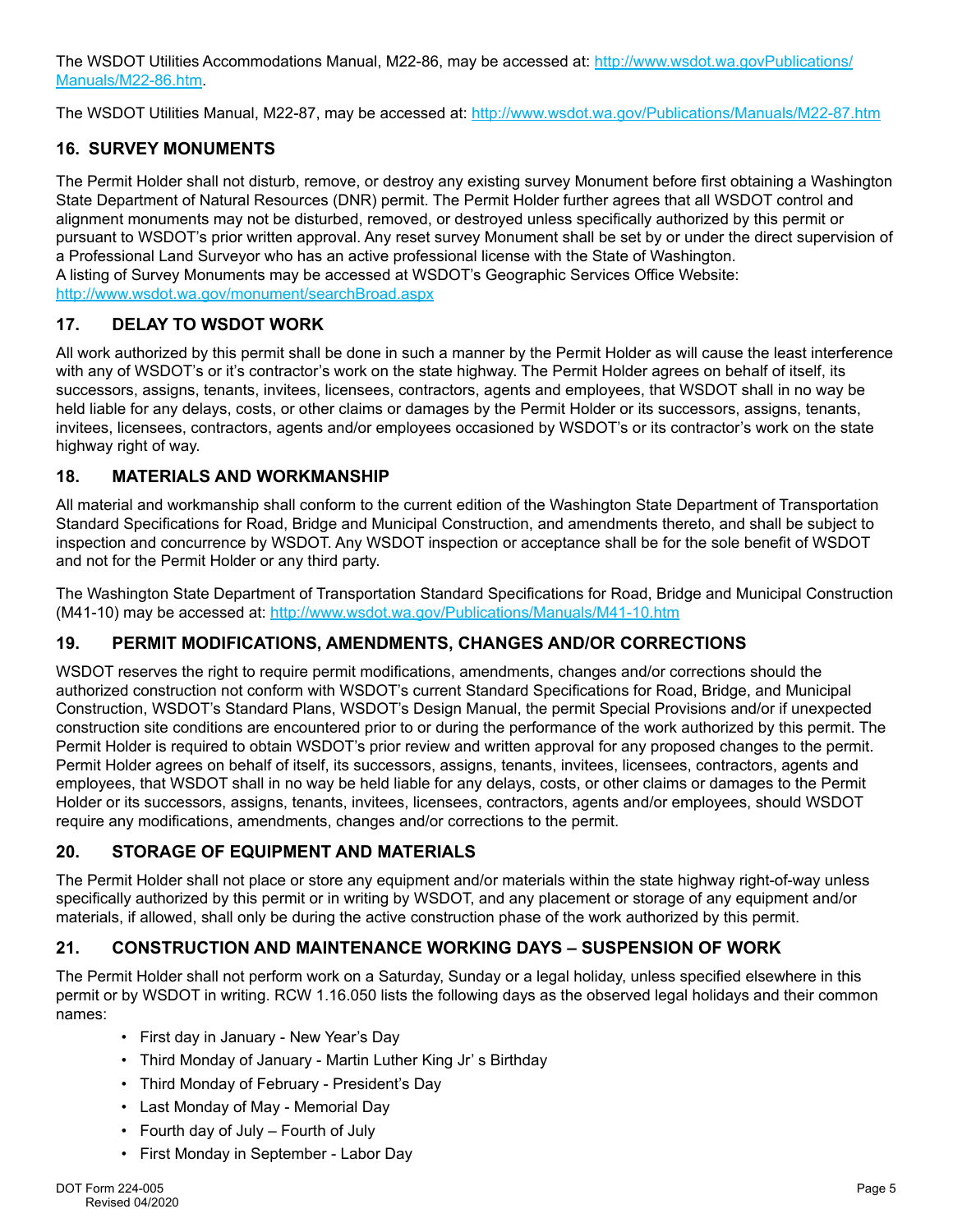The WSDOT Utilities Accommodations Manual, M22-86, may be accessed at: http://www.wsdot.wa.govPublications/Manuals/M22-86.htm.

The WSDOT Utilities Manual, M22-87, may be accessed at: http://www.wsdot.wa.gov/Publications/Manuals/M22-87.htm

## 16. SURVEY MONUMENTS

The Permit Holder shall not disturb, remove, or destroy any existing survey Monument before first obtaining a Washington State Department of Natural Resources (DNR) permit. The Permit Holder further agrees that all WSDOT control and alignment monuments may not be disturbed, removed, or destroyed unless specifically authorized by this permit or pursuant to WSDOT's prior written approval. Any reset survey Monument shall be set by or under the direct supervision of a Professional Land Surveyor who has an active professional license with the State of Washington.
A listing of Survey Monuments may be accessed at WSDOT's Geographic Services Office Website:
http://www.wsdot.wa.gov/monument/searchBroad.aspx

## 17. DELAY TO WSDOT WORK

All work authorized by this permit shall be done in such a manner by the Permit Holder as will cause the least interference with any of WSDOT's or it's contractor's work on the state highway. The Permit Holder agrees on behalf of itself, its successors, assigns, tenants, invitees, licensees, contractors, agents and employees, that WSDOT shall in no way be held liable for any delays, costs, or other claims or damages by the Permit Holder or its successors, assigns, tenants, invitees, licensees, contractors, agents and/or employees occasioned by WSDOT's or its contractor's work on the state highway right of way.

## 18. MATERIALS AND WORKMANSHIP

All material and workmanship shall conform to the current edition of the Washington State Department of Transportation Standard Specifications for Road, Bridge and Municipal Construction, and amendments thereto, and shall be subject to inspection and concurrence by WSDOT. Any WSDOT inspection or acceptance shall be for the sole benefit of WSDOT and not for the Permit Holder or any third party.

The Washington State Department of Transportation Standard Specifications for Road, Bridge and Municipal Construction (M41-10) may be accessed at: http://www.wsdot.wa.gov/Publications/Manuals/M41-10.htm

## 19. PERMIT MODIFICATIONS, AMENDMENTS, CHANGES AND/OR CORRECTIONS

WSDOT reserves the right to require permit modifications, amendments, changes and/or corrections should the authorized construction not conform with WSDOT's current Standard Specifications for Road, Bridge, and Municipal Construction, WSDOT's Standard Plans, WSDOT's Design Manual, the permit Special Provisions and/or if unexpected construction site conditions are encountered prior to or during the performance of the work authorized by this permit. The Permit Holder is required to obtain WSDOT's prior review and written approval for any proposed changes to the permit. Permit Holder agrees on behalf of itself, its successors, assigns, tenants, invitees, licensees, contractors, agents and employees, that WSDOT shall in no way be held liable for any delays, costs, or other claims or damages to the Permit Holder or its successors, assigns, tenants, invitees, licensees, contractors, agents and/or employees, should WSDOT require any modifications, amendments, changes and/or corrections to the permit.

## 20. STORAGE OF EQUIPMENT AND MATERIALS

The Permit Holder shall not place or store any equipment and/or materials within the state highway right-of-way unless specifically authorized by this permit or in writing by WSDOT, and any placement or storage of any equipment and/or materials, if allowed, shall only be during the active construction phase of the work authorized by this permit.

## 21. CONSTRUCTION AND MAINTENANCE WORKING DAYS – SUSPENSION OF WORK

The Permit Holder shall not perform work on a Saturday, Sunday or a legal holiday, unless specified elsewhere in this permit or by WSDOT in writing. RCW 1.16.050 lists the following days as the observed legal holidays and their common names:

- First day in January - New Year's Day
- Third Monday of January - Martin Luther King Jr' s Birthday
- Third Monday of February - President's Day
- Last Monday of May - Memorial Day
- Fourth day of July – Fourth of July
- First Monday in September - Labor Day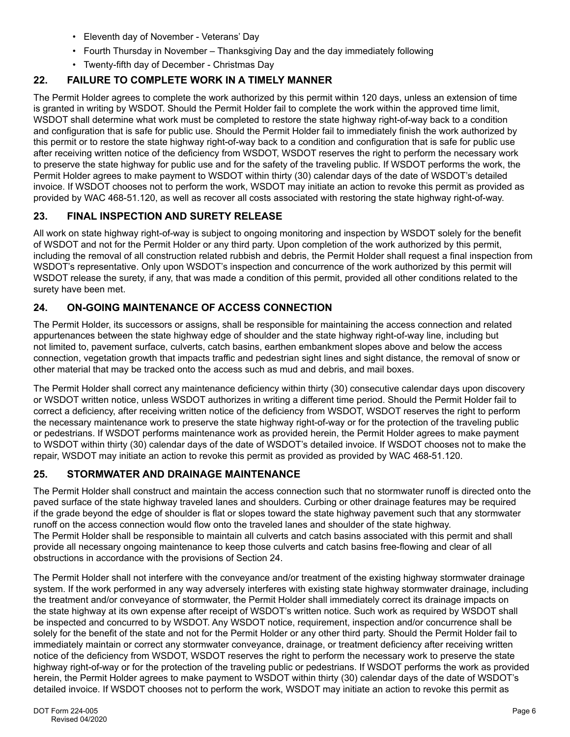- Eleventh day of November - Veterans' Day
- Fourth Thursday in November – Thanksgiving Day and the day immediately following
- Twenty-fifth day of December - Christmas Day

## 22. FAILURE TO COMPLETE WORK IN A TIMELY MANNER

The Permit Holder agrees to complete the work authorized by this permit within 120 days, unless an extension of time is granted in writing by WSDOT. Should the Permit Holder fail to complete the work within the approved time limit, WSDOT shall determine what work must be completed to restore the state highway right-of-way back to a condition and configuration that is safe for public use. Should the Permit Holder fail to immediately finish the work authorized by this permit or to restore the state highway right-of-way back to a condition and configuration that is safe for public use after receiving written notice of the deficiency from WSDOT, WSDOT reserves the right to perform the necessary work to preserve the state highway for public use and for the safety of the traveling public. If WSDOT performs the work, the Permit Holder agrees to make payment to WSDOT within thirty (30) calendar days of the date of WSDOT's detailed invoice. If WSDOT chooses not to perform the work, WSDOT may initiate an action to revoke this permit as provided as provided by WAC 468-51.120, as well as recover all costs associated with restoring the state highway right-of-way.

## 23. FINAL INSPECTION AND SURETY RELEASE

All work on state highway right-of-way is subject to ongoing monitoring and inspection by WSDOT solely for the benefit of WSDOT and not for the Permit Holder or any third party. Upon completion of the work authorized by this permit, including the removal of all construction related rubbish and debris, the Permit Holder shall request a final inspection from WSDOT's representative. Only upon WSDOT's inspection and concurrence of the work authorized by this permit will WSDOT release the surety, if any, that was made a condition of this permit, provided all other conditions related to the surety have been met.

## 24. ON-GOING MAINTENANCE OF ACCESS CONNECTION

The Permit Holder, its successors or assigns, shall be responsible for maintaining the access connection and related appurtenances between the state highway edge of shoulder and the state highway right-of-way line, including but not limited to, pavement surface, culverts, catch basins, earthen embankment slopes above and below the access connection, vegetation growth that impacts traffic and pedestrian sight lines and sight distance, the removal of snow or other material that may be tracked onto the access such as mud and debris, and mail boxes.

The Permit Holder shall correct any maintenance deficiency within thirty (30) consecutive calendar days upon discovery or WSDOT written notice, unless WSDOT authorizes in writing a different time period. Should the Permit Holder fail to correct a deficiency, after receiving written notice of the deficiency from WSDOT, WSDOT reserves the right to perform the necessary maintenance work to preserve the state highway right-of-way or for the protection of the traveling public or pedestrians. If WSDOT performs maintenance work as provided herein, the Permit Holder agrees to make payment to WSDOT within thirty (30) calendar days of the date of WSDOT's detailed invoice. If WSDOT chooses not to make the repair, WSDOT may initiate an action to revoke this permit as provided as provided by WAC 468-51.120.

## 25. STORMWATER AND DRAINAGE MAINTENANCE

The Permit Holder shall construct and maintain the access connection such that no stormwater runoff is directed onto the paved surface of the state highway traveled lanes and shoulders. Curbing or other drainage features may be required if the grade beyond the edge of shoulder is flat or slopes toward the state highway pavement such that any stormwater runoff on the access connection would flow onto the traveled lanes and shoulder of the state highway.
The Permit Holder shall be responsible to maintain all culverts and catch basins associated with this permit and shall provide all necessary ongoing maintenance to keep those culverts and catch basins free-flowing and clear of all obstructions in accordance with the provisions of Section 24.

The Permit Holder shall not interfere with the conveyance and/or treatment of the existing highway stormwater drainage system. If the work performed in any way adversely interferes with existing state highway stormwater drainage, including the treatment and/or conveyance of stormwater, the Permit Holder shall immediately correct its drainage impacts on the state highway at its own expense after receipt of WSDOT's written notice. Such work as required by WSDOT shall be inspected and concurred to by WSDOT. Any WSDOT notice, requirement, inspection and/or concurrence shall be solely for the benefit of the state and not for the Permit Holder or any other third party. Should the Permit Holder fail to immediately maintain or correct any stormwater conveyance, drainage, or treatment deficiency after receiving written notice of the deficiency from WSDOT, WSDOT reserves the right to perform the necessary work to preserve the state highway right-of-way or for the protection of the traveling public or pedestrians. If WSDOT performs the work as provided herein, the Permit Holder agrees to make payment to WSDOT within thirty (30) calendar days of the date of WSDOT's detailed invoice. If WSDOT chooses not to perform the work, WSDOT may initiate an action to revoke this permit as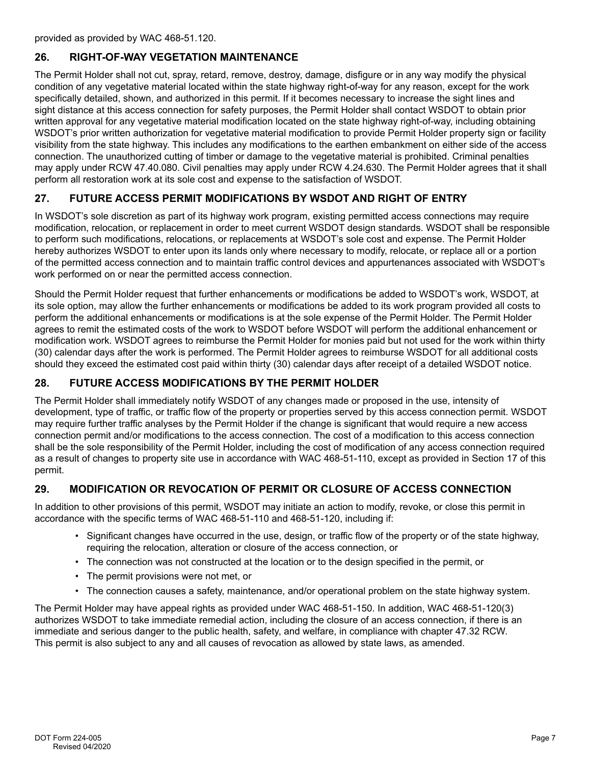provided as provided by WAC 468-51.120.

## 26. RIGHT-OF-WAY VEGETATION MAINTENANCE

The Permit Holder shall not cut, spray, retard, remove, destroy, damage, disfigure or in any way modify the physical condition of any vegetative material located within the state highway right-of-way for any reason, except for the work specifically detailed, shown, and authorized in this permit. If it becomes necessary to increase the sight lines and sight distance at this access connection for safety purposes, the Permit Holder shall contact WSDOT to obtain prior written approval for any vegetative material modification located on the state highway right-of-way, including obtaining WSDOT's prior written authorization for vegetative material modification to provide Permit Holder property sign or facility visibility from the state highway. This includes any modifications to the earthen embankment on either side of the access connection. The unauthorized cutting of timber or damage to the vegetative material is prohibited. Criminal penalties may apply under RCW 47.40.080. Civil penalties may apply under RCW 4.24.630. The Permit Holder agrees that it shall perform all restoration work at its sole cost and expense to the satisfaction of WSDOT.

## 27. FUTURE ACCESS PERMIT MODIFICATIONS BY WSDOT AND RIGHT OF ENTRY

In WSDOT's sole discretion as part of its highway work program, existing permitted access connections may require modification, relocation, or replacement in order to meet current WSDOT design standards. WSDOT shall be responsible to perform such modifications, relocations, or replacements at WSDOT's sole cost and expense. The Permit Holder hereby authorizes WSDOT to enter upon its lands only where necessary to modify, relocate, or replace all or a portion of the permitted access connection and to maintain traffic control devices and appurtenances associated with WSDOT's work performed on or near the permitted access connection.

Should the Permit Holder request that further enhancements or modifications be added to WSDOT's work, WSDOT, at its sole option, may allow the further enhancements or modifications be added to its work program provided all costs to perform the additional enhancements or modifications is at the sole expense of the Permit Holder. The Permit Holder agrees to remit the estimated costs of the work to WSDOT before WSDOT will perform the additional enhancement or modification work. WSDOT agrees to reimburse the Permit Holder for monies paid but not used for the work within thirty (30) calendar days after the work is performed. The Permit Holder agrees to reimburse WSDOT for all additional costs should they exceed the estimated cost paid within thirty (30) calendar days after receipt of a detailed WSDOT notice.

## 28. FUTURE ACCESS MODIFICATIONS BY THE PERMIT HOLDER

The Permit Holder shall immediately notify WSDOT of any changes made or proposed in the use, intensity of development, type of traffic, or traffic flow of the property or properties served by this access connection permit. WSDOT may require further traffic analyses by the Permit Holder if the change is significant that would require a new access connection permit and/or modifications to the access connection. The cost of a modification to this access connection shall be the sole responsibility of the Permit Holder, including the cost of modification of any access connection required as a result of changes to property site use in accordance with WAC 468-51-110, except as provided in Section 17 of this permit.

## 29. MODIFICATION OR REVOCATION OF PERMIT OR CLOSURE OF ACCESS CONNECTION

In addition to other provisions of this permit, WSDOT may initiate an action to modify, revoke, or close this permit in accordance with the specific terms of WAC 468-51-110 and 468-51-120, including if:

- Significant changes have occurred in the use, design, or traffic flow of the property or of the state highway, requiring the relocation, alteration or closure of the access connection, or
- The connection was not constructed at the location or to the design specified in the permit, or
- The permit provisions were not met, or
- The connection causes a safety, maintenance, and/or operational problem on the state highway system.

The Permit Holder may have appeal rights as provided under WAC 468-51-150. In addition, WAC 468-51-120(3) authorizes WSDOT to take immediate remedial action, including the closure of an access connection, if there is an immediate and serious danger to the public health, safety, and welfare, in compliance with chapter 47.32 RCW. This permit is also subject to any and all causes of revocation as allowed by state laws, as amended.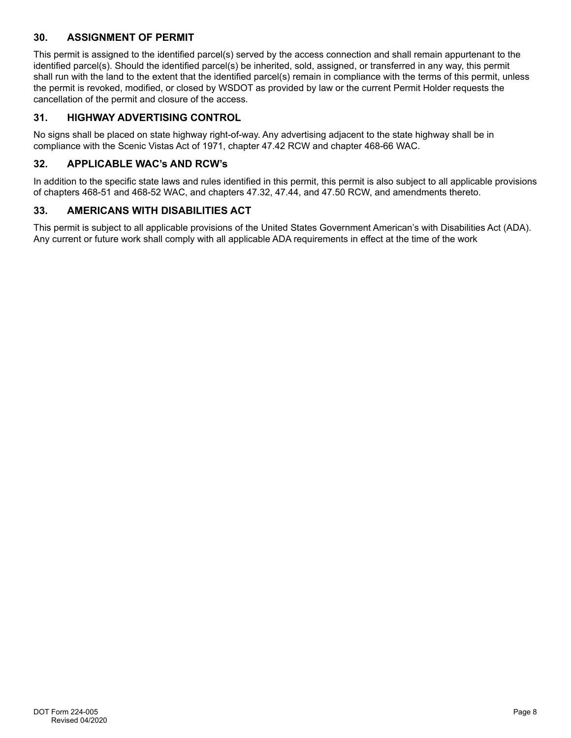## 30. ASSIGNMENT OF PERMIT

This permit is assigned to the identified parcel(s) served by the access connection and shall remain appurtenant to the identified parcel(s). Should the identified parcel(s) be inherited, sold, assigned, or transferred in any way, this permit shall run with the land to the extent that the identified parcel(s) remain in compliance with the terms of this permit, unless the permit is revoked, modified, or closed by WSDOT as provided by law or the current Permit Holder requests the cancellation of the permit and closure of the access.

## 31. HIGHWAY ADVERTISING CONTROL

No signs shall be placed on state highway right-of-way. Any advertising adjacent to the state highway shall be in compliance with the Scenic Vistas Act of 1971, chapter 47.42 RCW and chapter 468-66 WAC.

## 32. APPLICABLE WAC's AND RCW's

In addition to the specific state laws and rules identified in this permit, this permit is also subject to all applicable provisions of chapters 468-51 and 468-52 WAC, and chapters 47.32, 47.44, and 47.50 RCW, and amendments thereto.

## 33. AMERICANS WITH DISABILITIES ACT

This permit is subject to all applicable provisions of the United States Government American's with Disabilities Act (ADA). Any current or future work shall comply with all applicable ADA requirements in effect at the time of the work

DOT Form 224-005
Revised 04/2020